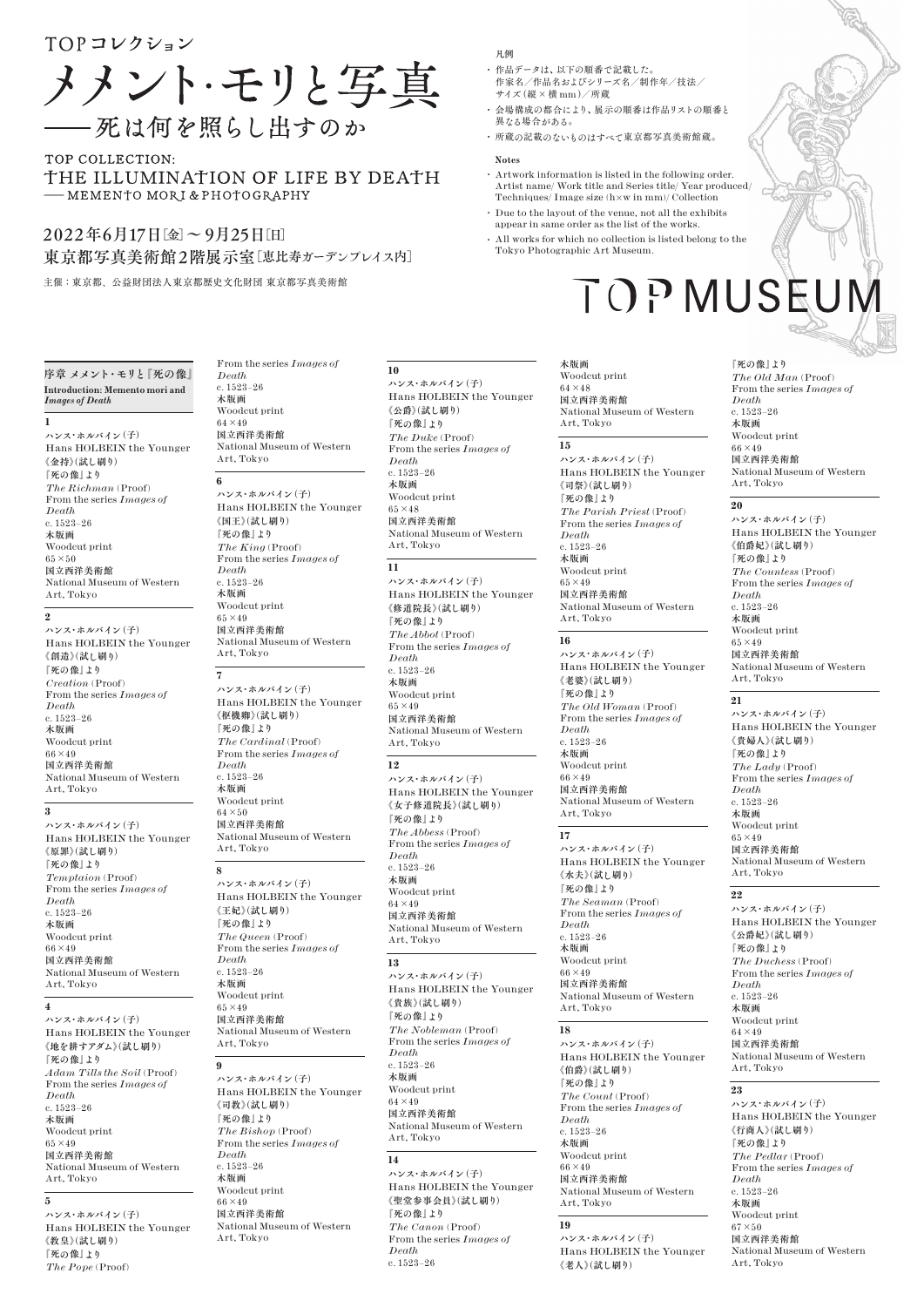TOPコレクション

# メメント・モリと写真
## ——死は何を照らし出すのか

TOP COLLECTION:
THE ILLUMINATION OF LIFE BY DEATH
— MEMENTO MORI & PHOTOGRAPHY

2022年6月17日［金］～ 9月25日［日］
東京都写真美術館2階展示室［恵比寿ガーデンプレイス内］

主催：東京都、公益財団法人東京都歴史文化財団 東京都写真美術館

凡例

- 作品データは、以下の順番で記載した。作家名／作品名およびシリーズ名／制作年／技法／サイズ（縦×横 mm）／所蔵
- 会場構成の都合により、展示の順番は作品リストの順番と異なる場合がある。
- 所蔵の記載のないものはすべて東京都写真美術館蔵。

**Notes**

- Artwork information is listed in the following order. Artist name/ Work title and Series title/ Year produced/ Techniques/ Image size (h×w in mm)/ Collection
- Due to the layout of the venue, not all the exhibits appear in same order as the list of the works.
- All works for which no collection is listed belong to the Tokyo Photographic Art Museum.

TOP MUSEUM

### 序章 メメント・モリと『死の像』
**Introduction: Memento mori and *Images of Death***

**1**
ハンス・ホルバイン（子）
Hans HOLBEIN the Younger
《金持》（試し刷り）
『死の像』より
*The Richman* (Proof)
From the series *Images of Death*
c. 1523–26
木版画
Woodcut print
65×50
国立西洋美術館
National Museum of Western Art, Tokyo

**2**
ハンス・ホルバイン（子）
Hans HOLBEIN the Younger
《創造》（試し刷り）
『死の像』より
*Creation* (Proof)
From the series *Images of Death*
c. 1523–26
木版画
Woodcut print
66×49
国立西洋美術館
National Museum of Western Art, Tokyo

**3**
ハンス・ホルバイン（子）
Hans HOLBEIN the Younger
《原罪》（試し刷り）
『死の像』より
*Temptaion* (Proof)
From the series *Images of Death*
c. 1523–26
木版画
Woodcut print
66×49
国立西洋美術館
National Museum of Western Art, Tokyo

**4**
ハンス・ホルバイン（子）
Hans HOLBEIN the Younger
《地を耕すアダム》（試し刷り）
『死の像』より
*Adam Tills the Soil* (Proof)
From the series *Images of Death*
c. 1523–26
木版画
Woodcut print
65×49
国立西洋美術館
National Museum of Western Art, Tokyo

**5**
ハンス・ホルバイン（子）
Hans HOLBEIN the Younger
《教皇》（試し刷り）
『死の像』より
*The Pope* (Proof)
From the series *Images of Death*
c. 1523–26
木版画
Woodcut print
64×49
国立西洋美術館
National Museum of Western Art, Tokyo

**6**
ハンス・ホルバイン（子）
Hans HOLBEIN the Younger
《国王》（試し刷り）
『死の像』より
*The King* (Proof)
From the series *Images of Death*
c. 1523–26
木版画
Woodcut print
65×49
国立西洋美術館
National Museum of Western Art, Tokyo

**7**
ハンス・ホルバイン（子）
Hans HOLBEIN the Younger
《枢機卿》（試し刷り）
『死の像』より
*The Cardinal* (Proof)
From the series *Images of Death*
c. 1523–26
木版画
Woodcut print
64×50
国立西洋美術館
National Museum of Western Art, Tokyo

**8**
ハンス・ホルバイン（子）
Hans HOLBEIN the Younger
《王妃》（試し刷り）
『死の像』より
*The Queen* (Proof)
From the series *Images of Death*
c. 1523–26
木版画
Woodcut print
65×49
国立西洋美術館
National Museum of Western Art, Tokyo

**9**
ハンス・ホルバイン（子）
Hans HOLBEIN the Younger
《司教》（試し刷り）
『死の像』より
*The Bishop* (Proof)
From the series *Images of Death*
c. 1523–26
木版画
Woodcut print
66×49
国立西洋美術館
National Museum of Western Art, Tokyo

**10**
ハンス・ホルバイン（子）
Hans HOLBEIN the Younger
《公爵》（試し刷り）
『死の像』より
*The Duke* (Proof)
From the series *Images of Death*
c. 1523–26
木版画
Woodcut print
65×48
国立西洋美術館
National Museum of Western Art, Tokyo

**11**
ハンス・ホルバイン（子）
Hans HOLBEIN the Younger
《修道院長》（試し刷り）
『死の像』より
*The Abbot* (Proof)
From the series *Images of Death*
c. 1523–26
木版画
Woodcut print
65×49
国立西洋美術館
National Museum of Western Art, Tokyo

**12**
ハンス・ホルバイン（子）
Hans HOLBEIN the Younger
《女子修道院長》（試し刷り）
『死の像』より
*The Abbess* (Proof)
From the series *Images of Death*
c. 1523–26
木版画
Woodcut print
64×49
国立西洋美術館
National Museum of Western Art, Tokyo

**13**
ハンス・ホルバイン（子）
Hans HOLBEIN the Younger
《貴族》（試し刷り）
『死の像』より
*The Nobleman* (Proof)
From the series *Images of Death*
c. 1523–26
木版画
Woodcut print
64×49
国立西洋美術館
National Museum of Western Art, Tokyo

**14**
ハンス・ホルバイン（子）
Hans HOLBEIN the Younger
《聖堂参事会員》（試し刷り）
『死の像』より
*The Canon* (Proof)
From the series *Images of Death*
c. 1523–26
木版画
Woodcut print
64×48
国立西洋美術館
National Museum of Western Art, Tokyo

**15**
ハンス・ホルバイン（子）
Hans HOLBEIN the Younger
《司祭》（試し刷り）
『死の像』より
*The Parish Priest* (Proof)
From the series *Images of Death*
c. 1523–26
木版画
Woodcut print
65×49
国立西洋美術館
National Museum of Western Art, Tokyo

**16**
ハンス・ホルバイン（子）
Hans HOLBEIN the Younger
《老婆》（試し刷り）
『死の像』より
*The Old Woman* (Proof)
From the series *Images of Death*
c. 1523–26
木版画
Woodcut print
66×49
国立西洋美術館
National Museum of Western Art, Tokyo

**17**
ハンス・ホルバイン（子）
Hans HOLBEIN the Younger
《水夫》（試し刷り）
『死の像』より
*The Seaman* (Proof)
From the series *Images of Death*
c. 1523–26
木版画
Woodcut print
66×49
国立西洋美術館
National Museum of Western Art, Tokyo

**18**
ハンス・ホルバイン（子）
Hans HOLBEIN the Younger
《伯爵》（試し刷り）
『死の像』より
*The Count* (Proof)
From the series *Images of Death*
c. 1523–26
木版画
Woodcut print
66×49
国立西洋美術館
National Museum of Western Art, Tokyo

**19**
ハンス・ホルバイン（子）
Hans HOLBEIN the Younger
《老人》（試し刷り）
『死の像』より
*The Old Man* (Proof)
From the series *Images of Death*
c. 1523–26
木版画
Woodcut print
66×49
国立西洋美術館
National Museum of Western Art, Tokyo

**20**
ハンス・ホルバイン（子）
Hans HOLBEIN the Younger
《伯爵妃》（試し刷り）
『死の像』より
*The Countess* (Proof)
From the series *Images of Death*
c. 1523–26
木版画
Woodcut print
65×49
国立西洋美術館
National Museum of Western Art, Tokyo

**21**
ハンス・ホルバイン（子）
Hans HOLBEIN the Younger
《貴婦人》（試し刷り）
『死の像』より
*The Lady* (Proof)
From the series *Images of Death*
c. 1523–26
木版画
Woodcut print
65×49
国立西洋美術館
National Museum of Western Art, Tokyo

**22**
ハンス・ホルバイン（子）
Hans HOLBEIN the Younger
《公爵妃》（試し刷り）
『死の像』より
*The Duchess* (Proof)
From the series *Images of Death*
c. 1523–26
木版画
Woodcut print
64×49
国立西洋美術館
National Museum of Western Art, Tokyo

**23**
ハンス・ホルバイン（子）
Hans HOLBEIN the Younger
《行商人》（試し刷り）
『死の像』より
*The Pedlar* (Proof)
From the series *Images of Death*
c. 1523–26
木版画
Woodcut print
67×50
国立西洋美術館
National Museum of Western Art, Tokyo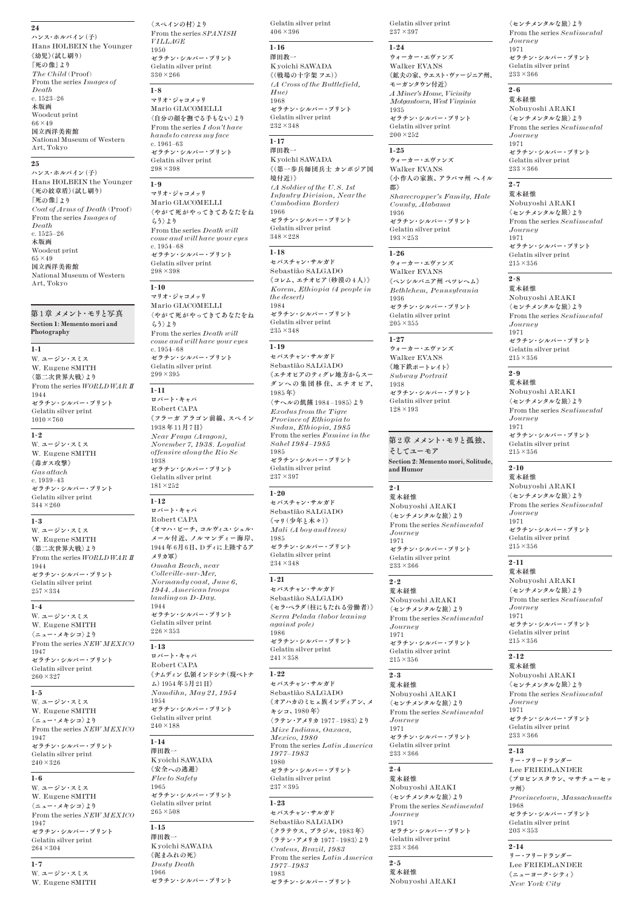**24**
ハンス・ホルバイン(子)
Hans HOLBEIN the Younger
《幼児》(試し刷り)
『死の像』より
*The Child* (Proof)
From the series *Images of Death*
c. 1523–26
木版画
Woodcut print
66×49
国立西洋美術館
National Museum of Western Art, Tokyo

**25**
ハンス・ホルバイン(子)
Hans HOLBEIN the Younger
《死の紋章盾》(試し刷り)
『死の像』より
*Coat of Arms of Death* (Proof)
From the series *Images of Death*
c. 1525–26
木版画
Woodcut print
65×49
国立西洋美術館
National Museum of Western Art, Tokyo

## 第1章 メメント・モリと写真
**Section 1: Memento mori and Photography**

**1-1**
W. ユージン・スミス
W. Eugene SMITH
〈第二次世界大戦〉より
From the series *WORLD WAR II*
1944
ゼラチン・シルバー・プリント
Gelatin silver print
1010×760

**1-2**
W. ユージン・スミス
W. Eugene SMITH
《毒ガス攻撃》
*Gas attach*
c. 1939–43
ゼラチン・シルバー・プリント
Gelatin silver print
344×260

**1-3**
W. ユージン・スミス
W. Eugene SMITH
〈第二次世界大戦〉より
From the series *WORLD WAR II*
1944
ゼラチン・シルバー・プリント
Gelatin silver print
257×334

**1-4**
W. ユージン・スミス
W. Eugene SMITH
〈ニュー・メキシコ〉より
From the series *NEW MEXICO*
1947
ゼラチン・シルバー・プリント
Gelatin silver print
260×327

**1-5**
W. ユージン・スミス
W. Eugene SMITH
〈ニュー・メキシコ〉より
From the series *NEW MEXICO*
1947
ゼラチン・シルバー・プリント
Gelatin silver print
240×326

**1-6**
W. ユージン・スミス
W. Eugene SMITH
〈ニュー・メキシコ〉より
From the series *NEW MEXICO*
1947
ゼラチン・シルバー・プリント
Gelatin silver print
264×304

**1-7**
W. ユージン・スミス
W. Eugene SMITH
〈スペインの村〉より
From the series *SPANISH VILLAGE*
1950
ゼラチン・シルバー・プリント
Gelatin silver print
330×266

**1-8**
マリオ・ジャコメッリ
Mario GIACOMELLI
〈自分の顔を撫でる手もない〉より
From the series *I don't have hands to caress my face*
c. 1961–63
ゼラチン・シルバー・プリント
Gelatin silver print
298×398

**1-9**
マリオ・ジャコメッリ
Mario GIACOMELLI
〈やがて死がやってきてあなたをねらう〉より
From the series *Death will come and will have your eyes*
c. 1954–68
ゼラチン・シルバー・プリント
Gelatin silver print
298×398

**1-10**
マリオ・ジャコメッリ
Mario GIACOMELLI
〈やがて死がやってきてあなたをねらう〉より
From the series *Death will come and will have your eyes*
c. 1954–68
ゼラチン・シルバー・プリント
Gelatin silver print
299×395

**1-11**
ロバート・キャパ
Robert CAPA
《フラーガ アラゴン前線、スペイン 1938年11月7日》
*Near Fraga (Aragon), November 7, 1938. Loyalist offensive along the Rio Se*
1938
ゼラチン・シルバー・プリント
Gelatin silver print
181×252

**1-12**
ロバート・キャパ
Robert CAPA
《オマハ・ビーチ、コルヴィユ・シュル・メール付近、ノルマンディー海岸、1944年6月6日、Dディに上陸するアメリカ軍》
*Omaha Beach, near Colleville-sur-Mer, Normandy coast, June 6, 1944. American troops landing on D-Day.*
1944
ゼラチン・シルバー・プリント
Gelatin silver print
226×353

**1-13**
ロバート・キャパ
Robert CAPA
《ナムディン 仏領インドシナ(現ベトナム) 1954年5月21日》
*Namdihn, May 21, 1954*
1954
ゼラチン・シルバー・プリント
Gelatin silver print
240×188

**1-14**
澤田教一
Kyoichi SAWADA
《安全への逃避》
*Flee to Safety*
1965
ゼラチン・シルバー・プリント
Gelatin silver print
265×508

**1-15**
澤田教一
Kyoichi SAWADA
《泥まみれの死》
*Dusty Death*
1966
ゼラチン・シルバー・プリント
Gelatin silver print
406×396

**1-16**
澤田教一
Kyoichi SAWADA
《(戦場の十字架 フエ)》
*(A Cross of the Buttlefield, Hue)*
1968
ゼラチン・シルバー・プリント
Gelatin silver print
232×348

**1-17**
澤田教一
Kyoichi SAWADA
《(第一歩兵師団兵士 カンボジア国境付近)》
*(A Soldier of the U.S. 1st Infantry Division, Near the Cambodian Border)*
1966
ゼラチン・シルバー・プリント
Gelatin silver print
348×228

**1-18**
セバスチャン・サルガド
Sebastião SALGADO
《コレム、エチオピア(砂漠の4人)》
*Korem, Ethiopia (4 people in the desert)*
1984
ゼラチン・シルバー・プリント
Gelatin silver print
235×348

**1-19**
セバスチャン・サルガド
Sebastião SALGADO
《エチオピアのティグレ地方からスーダンへの集団移住、エチオピア、1985年》
〈サヘルの飢饉 1984–1985〉より
*Exodus from the Tigre Province of Ethiopia to Sudan, Ethiopia, 1985*
From the series *Famine in the Sahel 1984–1985*
1985
ゼラチン・シルバー・プリント
Gelatin silver print
237×397

**1-20**
セバスチャン・サルガド
Sebastião SALGADO
《マリ(少年と木々)》
*Mali (A boy and trees)*
1985
ゼラチン・シルバー・プリント
Gelatin silver print
234×348

**1-21**
セバスチャン・サルガド
Sebastião SALGADO
《セラ・ペラダ(柱にもたれる労働者)》
*Serra Pelada (labor leaning against pole)*
1986
ゼラチン・シルバー・プリント
Gelatin silver print
241×358

**1-22**
セバスチャン・サルガド
Sebastião SALGADO
《オアハカのミヒェ族インディアン、メキシコ、1980年》
〈ラテン・アメリカ 1977–1983〉より
*Mixe Indians, Oaxaca, Mexico, 1980*
From the series *Latin America 1977–1983*
1980
ゼラチン・シルバー・プリント
Gelatin silver print
237×395

**1-23**
セバスチャン・サルガド
Sebastião SALGADO
《クラテウス、ブラジル、1983年》
〈ラテン・アメリカ 1977–1983〉より
*Crateus, Brazil, 1983*
From the series *Latin America 1977–1983*
1983
ゼラチン・シルバー・プリント
Gelatin silver print
237×397

**1-24**
ウォーカー・エヴァンズ
Walker EVANS
《鉱夫の家、ウエスト・ヴァージニア州、モーガンタウン付近》
*A Miner's Home, Vicinity Molgantown, West Virginia*
1935
ゼラチン・シルバー・プリント
Gelatin silver print
200×252

**1-25**
ウォーカー・エヴァンズ
Walker EVANS
《小作人の家族、アラバマ州 ヘイル郡》
*Sharecropper's Family, Hale County, Alabama*
1936
ゼラチン・シルバー・プリント
Gelatin silver print
193×253

**1-26**
ウォーカー・エヴァンズ
Walker EVANS
《ペンシルバニア州 ベツレヘム》
*Bethlehem, Pennsylvania*
1936
ゼラチン・シルバー・プリント
Gelatin silver print
205×355

**1-27**
ウォーカー・エヴァンズ
Walker EVANS
《地下鉄ポートレイト》
*Subway Portrait*
1938
ゼラチン・シルバー・プリント
Gelatin silver print
128×193

## 第2章 メメント・モリと孤独、そしてユーモア
**Section 2: Memento mori, Solitude, and Humor**

**2-1**
荒木経惟
Nobuyoshi ARAKI
〈センチメンタルな旅〉より
From the series *Sentimental Journey*
1971
ゼラチン・シルバー・プリント
Gelatin silver print
233×366

**2-2**
荒木経惟
Nobuyoshi ARAKI
〈センチメンタルな旅〉より
From the series *Sentimental Journey*
1971
ゼラチン・シルバー・プリント
Gelatin silver print
215×356

**2-3**
荒木経惟
Nobuyoshi ARAKI
〈センチメンタルな旅〉より
From the series *Sentimental Journey*
1971
ゼラチン・シルバー・プリント
Gelatin silver print
233×366

**2-4**
荒木経惟
Nobuyoshi ARAKI
〈センチメンタルな旅〉より
From the series *Sentimental Journey*
1971
ゼラチン・シルバー・プリント
Gelatin silver print
233×366

**2-5**
荒木経惟
Nobuyoshi ARAKI
〈センチメンタルな旅〉より
From the series *Sentimental Journey*
1971
ゼラチン・シルバー・プリント
Gelatin silver print
233×366

**2-6**
荒木経惟
Nobuyoshi ARAKI
〈センチメンタルな旅〉より
From the series *Sentimental Journey*
1971
ゼラチン・シルバー・プリント
Gelatin silver print
233×366

**2-7**
荒木経惟
Nobuyoshi ARAKI
〈センチメンタルな旅〉より
From the series *Sentimental Journey*
1971
ゼラチン・シルバー・プリント
Gelatin silver print
215×356

**2-8**
荒木経惟
Nobuyoshi ARAKI
〈センチメンタルな旅〉より
From the series *Sentimental Journey*
1971
ゼラチン・シルバー・プリント
Gelatin silver print
215×356

**2-9**
荒木経惟
Nobuyoshi ARAKI
〈センチメンタルな旅〉より
From the series *Sentimental Journey*
1971
ゼラチン・シルバー・プリント
Gelatin silver print
215×356

**2-10**
荒木経惟
Nobuyoshi ARAKI
〈センチメンタルな旅〉より
From the series *Sentimental Journey*
1971
ゼラチン・シルバー・プリント
Gelatin silver print
215×356

**2-11**
荒木経惟
Nobuyoshi ARAKI
〈センチメンタルな旅〉より
From the series *Sentimental Journey*
1971
ゼラチン・シルバー・プリント
Gelatin silver print
215×356

**2-12**
荒木経惟
Nobuyoshi ARAKI
〈センチメンタルな旅〉より
From the series *Sentimental Journey*
1971
ゼラチン・シルバー・プリント
Gelatin silver print
233×366

**2-13**
リー・フリードランダー
Lee FRIEDLANDER
《プロビンスタウン、マサチューセッツ州》
*Provincetown, Massachusetts*
1968
ゼラチン・シルバー・プリント
Gelatin silver print
203×353

**2-14**
リー・フリードランダー
Lee FRIEDLANDER
《ニューヨーク・シティ》
*New York City*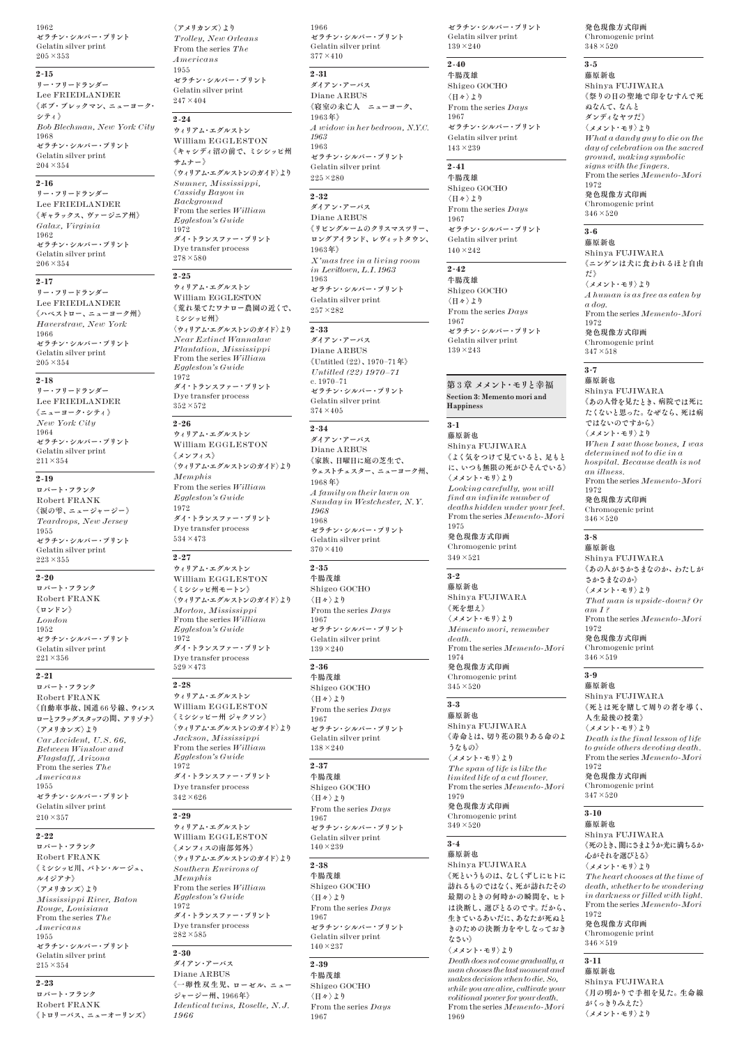1962
ゼラチン・シルバー・プリント
Gelatin silver print
205×353

**2-15**
リー・フリードランダー
Lee FRIEDLANDER
《ボブ・ブレックマン、ニューヨーク・シティ》
*Bob Blechman, New York City*
1968
ゼラチン・シルバー・プリント
Gelatin silver print
204×354

**2-16**
リー・フリードランダー
Lee FRIEDLANDER
《ギャラックス、ヴァージニア州》
*Galax, Virginia*
1962
ゼラチン・シルバー・プリント
Gelatin silver print
206×354

**2-17**
リー・フリードランダー
Lee FRIEDLANDER
《ハベストロー、ニューヨーク州》
*Haverstraw, New York*
1966
ゼラチン・シルバー・プリント
Gelatin silver print
205×354

**2-18**
リー・フリードランダー
Lee FRIEDLANDER
《ニューヨーク・シティ》
*New York City*
1964
ゼラチン・シルバー・プリント
Gelatin silver print
211×354

**2-19**
ロバート・フランク
Robert FRANK
《涙の雫、ニュージャージー》
*Teardrops, New Jersey*
1955
ゼラチン・シルバー・プリント
Gelatin silver print
223×355

**2-20**
ロバート・フランク
Robert FRANK
《ロンドン》
*London*
1952
ゼラチン・シルバー・プリント
Gelatin silver print
221×356

**2-21**
ロバート・フランク
Robert FRANK
《自動車事故、国道66号線、ウィンスローとフラッグスタッフの間、アリゾナ》
〈アメリカンズ〉より
*Car Accident, U.S. 66, Between Winslow and Flagstaff, Arizona*
From the series *The Americans*
1955
ゼラチン・シルバー・プリント
Gelatin silver print
210×357

**2-22**
ロバート・フランク
Robert FRANK
《ミシシッピ川、バトン・ルージュ、ルイジアナ》
〈アメリカンズ〉より
*Mississippi River, Baton Rouge, Louisiana*
From the series *The Americans*
1955
ゼラチン・シルバー・プリント
Gelatin silver print
215×354

**2-23**
ロバート・フランク
Robert FRANK
《トロリーバス、ニューオーリンズ》
〈アメリカンズ〉より
*Trolley, New Orleans*
From the series *The Americans*
1955
ゼラチン・シルバー・プリント
Gelatin silver print
247×404

**2-24**
ウィリアム・エグルストン
William EGGLESTON
《キャシディ沼の前で、ミシシッピ州サムナー》
〈ウィリアム・エグルストンのガイド〉より
*Sumner, Mississippi, Cassidy Bayou in Background*
From the series *William Eggleston's Guide*
1972
ダイ・トランスファー・プリント
Dye transfer process
278×580

**2-25**
ウィリアム・エグルストン
William EGGLESTON
《荒れ果てたワナロー農園の近くで、ミシシッピ州》
〈ウィリアム・エグルストンのガイド〉より
*Near Extinct Wannalaw Plantation, Mississippi*
From the series *William Eggleston's Guide*
1972
ダイ・トランスファー・プリント
Dye transfer process
352×572

**2-26**
ウィリアム・エグルストン
William EGGLESTON
《メンフィス》
〈ウィリアム・エグルストンのガイド〉より
*Memphis*
From the series *William Eggleston's Guide*
1972
ダイ・トランスファー・プリント
Dye transfer process
534×473

**2-27**
ウィリアム・エグルストン
William EGGLESTON
《ミシシッピ州モートン》
〈ウィリアム・エグルストンのガイド〉より
*Morton, Mississippi*
From the series *William Eggleston's Guide*
1972
ダイ・トランスファー・プリント
Dye transfer process
529×473

**2-28**
ウィリアム・エグルストン
William EGGLESTON
《ミシシッピー州 ジャクソン》
〈ウィリアム・エグルストンのガイド〉より
*Jackson, Mississippi*
From the series *William Eggleston's Guide*
1972
ダイ・トランスファー・プリント
Dye transfer process
342×626

**2-29**
ウィリアム・エグルストン
William EGGLESTON
《メンフィスの南部郊外》
〈ウィリアム・エグルストンのガイド〉より
*Southern Environs of Memphis*
From the series *William Eggleston's Guide*
1972
ダイ・トランスファー・プリント
Dye transfer process
282×585

**2-30**
ダイアン・アーバス
Diane ARBUS
《一卵性双生児、ローゼル、ニュージャージー州、1966年》
*Identical twins, Roselle, N.J. 1966*
1966
ゼラチン・シルバー・プリント
Gelatin silver print
377×410

**2-31**
ダイアン・アーバス
Diane ARBUS
《寝室の未亡人　ニューヨーク、1963年》
*A widow in her bedroom, N.Y.C. 1963*
1963
ゼラチン・シルバー・プリント
Gelatin silver print
225×280

**2-32**
ダイアン・アーバス
Diane ARBUS
《リビングルームのクリスマスツリー、ロングアイランド、レヴィットタウン、1963年》
*X'mas tree in a living room in Levittown, L.I. 1963*
1963
ゼラチン・シルバー・プリント
Gelatin silver print
257×282

**2-33**
ダイアン・アーバス
Diane ARBUS
《Untitled (22)、1970–71年》
*Untitled (22) 1970–71*
c. 1970–71
ゼラチン・シルバー・プリント
Gelatin silver print
374×405

**2-34**
ダイアン・アーバス
Diane ARBUS
《家族、日曜日に庭の芝生で、ウェストチェスター、ニューヨーク州、1968年》
*A family on their lawn on Sunday in Westchester, N.Y. 1968*
1968
ゼラチン・シルバー・プリント
Gelatin silver print
370×410

**2-35**
牛腸茂雄
Shigeo GOCHO
〈日々〉より
From the series *Days*
1967
ゼラチン・シルバー・プリント
Gelatin silver print
139×240

**2-36**
牛腸茂雄
Shigeo GOCHO
〈日々〉より
From the series *Days*
1967
ゼラチン・シルバー・プリント
Gelatin silver print
138×240

**2-37**
牛腸茂雄
Shigeo GOCHO
〈日々〉より
From the series *Days*
1967
ゼラチン・シルバー・プリント
Gelatin silver print
140×239

**2-38**
牛腸茂雄
Shigeo GOCHO
〈日々〉より
From the series *Days*
1967
ゼラチン・シルバー・プリント
Gelatin silver print
140×237

**2-39**
牛腸茂雄
Shigeo GOCHO
〈日々〉より
From the series *Days*
1967
ゼラチン・シルバー・プリント
Gelatin silver print
139×240

**2-40**
牛腸茂雄
Shigeo GOCHO
〈日々〉より
From the series *Days*
1967
ゼラチン・シルバー・プリント
Gelatin silver print
143×239

**2-41**
牛腸茂雄
Shigeo GOCHO
〈日々〉より
From the series *Days*
1967
ゼラチン・シルバー・プリント
Gelatin silver print
140×242

**2-42**
牛腸茂雄
Shigeo GOCHO
〈日々〉より
From the series *Days*
1967
ゼラチン・シルバー・プリント
Gelatin silver print
139×243

## 第3章 メメント・モリと幸福
**Section 3: Memento mori and Happiness**

**3-1**
藤原新也
Shinya FUJIWARA
《よく気をつけて見ていると、足もとに、いつも無限の死がひそんでいる》
〈メメント・モリ〉より
*Looking carefully, you will find an infinite number of deaths hidden under your feet.*
From the series *Memento-Mori*
1975
発色現像方式印画
Chromogenic print
349×521

**3-2**
藤原新也
Shinya FUJIWARA
《死を想え》
〈メメント・モリ〉より
*Mémento mori, remember death.*
From the series *Memento-Mori*
1974
発色現像方式印画
Chromogenic print
345×520

**3-3**
藤原新也
Shinya FUJIWARA
《寿命とは、切り花の限りある命のようなもの》
〈メメント・モリ〉より
*The span of life is like the limited life of a cut flower.*
From the series *Memento-Mori*
1979
発色現像方式印画
Chromogenic print
349×520

**3-4**
藤原新也
Shinya FUJIWARA
《死というものは、なしくずしにヒトに訪れるものではなく、死が訪れたその最期のときの何時かの瞬間を、ヒトは決断し、選びとるのです。だから、生きているあいだに、あなたが死ぬときのための決断力をやしなっておきなさい》
〈メメント・モリ〉より
*Death does not come gradually, a man chooses the last moment and makes decision when to die. So, while you are alive, cultivate your volitional power for your death.*
From the series *Memento-Mori*
1969

**3-5**
藤原新也
Shinya FUJIWARA
《祭りの日の聖地で印をむすんで死ぬなんて、なんとダンディなヤツだ》
〈メメント・モリ〉より
*What a dandy guy to die on the day of celebration on the sacred ground, making symbolic signs with the fingers.*
From the series *Memento-Mori*
1972
発色現像方式印画
Chromogenic print
346×520

**3-6**
藤原新也
Shinya FUJIWARA
《ニンゲンは犬に食われるほど自由だ》
〈メメント・モリ〉より
*A human is as free as eaten by a dog.*
From the series *Memento-Mori*
1972
発色現像方式印画
Chromogenic print
347×518

**3-7**
藤原新也
Shinya FUJIWARA
《あの人骨を見たとき、病院では死にたくないと思った。なぜなら、死は病ではないのですから》
〈メメント・モリ〉より
*When I saw those bones, I was determined not to die in a hospital. Because death is not an illness.*
From the series *Memento-Mori*
1972
発色現像方式印画
Chromogenic print
346×520

**3-8**
藤原新也
Shinya FUJIWARA
《あの人がさかさまなのか、わたしがさかさまなのか》
〈メメント・モリ〉より
*That man is upside-down? Or am I?*
From the series *Memento-Mori*
1972
発色現像方式印画
Chromogenic print
346×519

**3-9**
藤原新也
Shinya FUJIWARA
《死とは死を賭して周りの者を導く、人生最後の授業》
〈メメント・モリ〉より
*Death is the final lesson of life to guide others devoting death.*
From the series *Memento-Mori*
1972
発色現像方式印画
Chromogenic print
347×520

**3-10**
藤原新也
Shinya FUJIWARA
《死のとき、闇にさまようか光に満ちるか心がそれを選びとる》
〈メメント・モリ〉より
*The heart chooses at the time of death, whether to be wondering in darkness or filled with light.*
From the series *Memento-Mori*
1972
発色現像方式印画
Chromogenic print
346×519

**3-11**
藤原新也
Shinya FUJIWARA
《月の明かりで手相を見た。生命線がくっきりみえた》
〈メメント・モリ〉より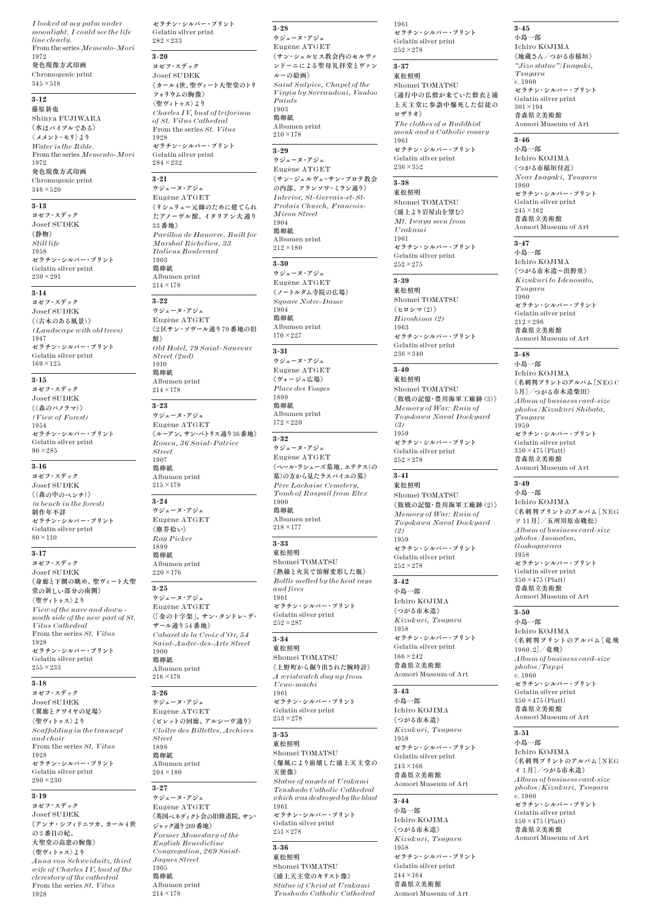*I looked at my palm under moonlight. I could see the life line clearly.*
From the series *Memento-Mori*
1972
発色現像方式印画
Chromogenic print
345×518

**3-12**
藤原新也
Shinya FUJIWARA
《水はバイブルである》
〈メメント・モリ〉より
*Water is the Bible.*
From the series *Memento-Mori*
1972
発色現像方式印画
Chromogenic print
346×520

**3-13**
ヨゼフ・スデック
Josef SUDEK
《静物》
*Still life*
1958
ゼラチン・シルバー・プリント
Gelatin silver print
230×291

**3-14**
ヨゼフ・スデック
Josef SUDEK
(《古木のある風景》)
*(Landscape with old trees)*
1947
ゼラチン・シルバー・プリント
Gelatin silver print
169×125

**3-15**
ヨゼフ・スデック
Josef SUDEK
(《森のパノラマ》)
*(View of Forest)*
1954
ゼラチン・シルバー・プリント
Gelatin silver print
90×285

**3-16**
ヨゼフ・スデック
Josef SUDEK
(《森の中のベンチ》)
*(a bench in the forest)*
制作年不詳
ゼラチン・シルバー・プリント
Gelatin silver print
80×110

**3-17**
ヨゼフ・スデック
Josef SUDEK
《身廊と下側の眺め、聖ヴィート大聖堂の新しい部分の南側》
〈聖ヴィトゥス〉より
*View of the nave and down-south side of the new part of St. Vitus Cathedral*
From the series *St. Vitus*
1928
ゼラチン・シルバー・プリント
Gelatin silver print
255×233

**3-18**
ヨゼフ・スデック
Josef SUDEK
《翼廊とクワイヤの足場》
〈聖ヴィトゥス〉より
*Scaffolding in the transept and choir*
From the series *St. Vitus*
1928
ゼラチン・シルバー・プリント
Gelatin silver print
290×230

**3-19**
ヨゼフ・スデック
Josef SUDEK
《アンナ・シフィドニツカ、カール4世の3番目の妃、大聖堂の高窓の胸像》
〈聖ヴィトゥス〉より
*Anna von Schweidnitz, third wife of Charles IV, bust of the clerestory of the cathedral*
From the series *St. Vitus*
1928
ゼラチン・シルバー・プリント
Gelatin silver print
282×233

**3-20**
ヨゼフ・スデック
Josef SUDEK
《カール4世、聖ヴィート大聖堂のトリフォリウムの胸像》
〈聖ヴィトゥス〉より
*Charles IV, bust of triforium of St. Vitus Cathedral*
From the series *St. Vitus*
1928
ゼラチン・シルバー・プリント
Gelatin silver print
284×232

**3-21**
ウジェーヌ・アジェ
Eugène ATGET
《リシュリュー元帥のために建てられたアノーヴル館、イタリアン大通り33番地》
*Pavillon de Hanovre, Built for Marshal Richelieu, 33 Italiens Boulevard*
1903
鶏卵紙
Albumen print
214×178

**3-22**
ウジェーヌ・アジェ
Eugène ATGET
《2区サン・ソヴール通り79番地の旧館》
*Old Hotel, 79 Saint-Sauveur Street (2nd)*
1910
鶏卵紙
Albumen print
214×178

**3-23**
ウジェーヌ・アジェ
Eugène ATGET
《ルーアン、サン・パトリス通り36番地》
*Rouen, 36 Saint-Patrice Street*
1907
鶏卵紙
Albumen print
215×178

**3-24**
ウジェーヌ・アジェ
Eugène ATGET
《塵芥拾い》
*Rag Picker*
1899
鶏卵紙
Albumen print
220×176

**3-25**
ウジェーヌ・アジェ
Eugène ATGET
《「金の十字架」、サン・タンドレ・デ・ザール通り54番地》
*Cabaret de la Croix d'Or, 54 Saint-André-des-Arts Street*
1900
鶏卵紙
Albumen print
216×176

**3-26**
ウジェーヌ・アジェ
Eugène ATGET
《ビレットの回廊、アルシーヴ通り》
*Cloître des Billettes, Archives Street*
1898
鶏卵紙
Albumen print
204×180

**3-27**
ウジェーヌ・アジェ
Eugène ATGET
《英国ベネディクト会の旧修道院、サン・ジャック通り269番地》
*Former Monestary of the English Benedictine Congregation, 269 Saint-Jaques Street*
1905
鶏卵紙
Albumen print
214×178

**3-28**
ウジェーヌ・アジェ
Eugène ATGET
《サン・シュルピス教会内のセルヴァンドーニによる聖母礼拝堂とヴァンルーの絵画》
*Saint Sulpice, Chapel of the Virgin by Servandoni, Vanloo Paints*
1903
鶏卵紙
Albumen print
210×178

**3-29**
ウジェーヌ・アジェ
Eugène ATGET
《サン・ジェルヴェ=サン・プロテ教会の内部、フランソワ=ミラン通り》
*Interior, St-Gervais-et-St-Protais Church, Francois-Miron Street*
1904
鶏卵紙
Albumen print
212×180

**3-30**
ウジェーヌ・アジェ
Eugène ATGET
《ノートルダム寺院の広場》
*Square Notre-Dame*
1904
鶏卵紙
Albumen print
170×227

**3-31**
ウジェーヌ・アジェ
Eugène ATGET
《ヴォージュ広場》
*Place des Vosges*
1899
鶏卵紙
Albumen print
172×220

**3-32**
ウジェーヌ・アジェ
Eugène ATGET
《ペール・ラシェーズ墓地、エテクス(の墓)の方から見たラスパイユの墓》
*Père Lachaise Cemetery, Tomb of Raspail from Etex*
1900
鶏卵紙
Albumen print
218×177

**3-33**
東松照明
Shomei TOMATSU
《熱線と火災で溶解変形した瓶》
*Bottle melted by the heat rays and fires*
1961
ゼラチン・シルバー・プリント
Gelatin silver print
252×287

**3-34**
東松照明
Shomei TOMATSU
《上野町から掘り出された腕時計》
*A wristwatch dug up from Ueno-machi*
1961
ゼラチン・シルバー・プリント
Gelatin silver print
253×278

**3-35**
東松照明
Shomei TOMATSU
《爆風により崩壊した浦上天主堂の天使像》
*Statue of angels at Urakami Tenshudo Catholic Cathedral which was destroyed by the blast*
1961
ゼラチン・シルバー・プリント
Gelatin silver print
251×278

**3-36**
東松照明
Shomei TOMATSU
《浦上天主堂のキリスト像》
*Statue of Christ at Urakami Tenshudo Catholic Cathedral*
1961
ゼラチン・シルバー・プリント
Gelatin silver print
252×278

**3-37**
東松照明
Shomei TOMATSU
《通行中の仏僧が来ていた僧衣と浦上天主堂に参詣中爆死した信徒のロザリオ》
*The clothes of a Buddhist monk and a Catholic rosary*
1961
ゼラチン・シルバー・プリント
Gelatin silver print
236×352

**3-38**
東松照明
Shomei TOMATSU
《浦上より岩屋山を望む》
*Mt. Iwaya seen from Urakami*
1961
ゼラチン・シルバー・プリント
Gelatin silver print
252×275

**3-39**
東松照明
Shomei TOMATSU
《ヒロシマ(2)》
*Hiroshima (2)*
1963
ゼラチン・シルバー・プリント
Gelatin silver print
236×340

**3-40**
東松照明
Shomei TOMATSU
《敗戦の記憶・豊川海軍工廠跡(3)》
*Memory of War: Ruin of Toyokawa Naval Dockyard (3)*
1959
ゼラチン・シルバー・プリント
Gelatin silver print
252×278

**3-41**
東松照明
Shomei TOMATSU
《敗戦の記憶・豊川海軍工廠跡(2)》
*Memory of War: Ruin of Toyokawa Naval Dockyard (2)*
1959
ゼラチン・シルバー・プリント
Gelatin silver print
252×278

**3-42**
小島一郎
Ichiro KOJIMA
《つがる市木造》
*Kizukuri, Tsugaru*
1958
ゼラチン・シルバー・プリント
Gelatin silver print
166×242
青森県立美術館
Aomori Museum of Art

**3-43**
小島一郎
Ichiro KOJIMA
《つがる市木造》
*Kizukuri, Tsugaru*
1958
ゼラチン・シルバー・プリント
Gelatin silver print
243×166
青森県立美術館
Aomori Museum of Art

**3-44**
小島一郎
Ichiro KOJIMA
《つがる市木造》
*Kizukuri, Tsugaru*
1958
ゼラチン・シルバー・プリント
Gelatin silver print
244×164
青森県立美術館
Aomori Museum of Art

**3-45**
小島一郎
Ichiro KOJIMA
《地蔵さん/つがる市稲垣》
*"Jizo statue"/Inagaki, Tsugaru*
c. 1960
ゼラチン・シルバー・プリント
Gelatin silver print
301×194
青森県立美術館
Aomori Museum of Art

**3-46**
小島一郎
Ichiro KOJIMA
《つがる市稲垣付近》
*Near Inagaki, Tsugaru*
1960
ゼラチン・シルバー・プリント
Gelatin silver print
245×162
青森県立美術館
Aomori Museum of Art

**3-47**
小島一郎
Ichiro KOJIMA
《つがる市木造〜出野里》
*Kizukuri to Idenosato, Tsugaru*
1960
ゼラチン・シルバー・プリント
Gelatin silver print
212×296
青森県立美術館
Aomori Museum of Art

**3-48**
小島一郎
Ichiro KOJIMA
《名刺判プリントのアルバム[NEG C 5月]/つがる市木造柴田》
*Album of business card-size photos/Kizukuri Shibata, Tsugaru*
1959
ゼラチン・シルバー・プリント
Gelatin silver print
350×475 (Platt)
青森県立美術館
Aomori Museum of Art

**3-49**
小島一郎
Ichiro KOJIMA
《名刺判プリントのアルバム[NEG ソ11月]/五所川原市磯松》
*Album of business card-size photos/Isomatsu, Goshogawara*
1958
ゼラチン・シルバー・プリント
Gelatin silver print
350×475 (Platt)
青森県立美術館
Aomori Museum of Art

**3-50**
小島一郎
Ichiro KOJIMA
《名刺判プリントのアルバム[竜飛1960.2]/竜飛》
*Album of business card-size photos/Tappi*
c. 1960
ゼラチン・シルバー・プリント
Gelatin silver print
350×475 (Platt)
青森県立美術館
Aomori Museum of Art

**3-51**
小島一郎
Ichiro KOJIMA
《名刺判プリントのアルバム[NEG イ1月]/つがる市木造》
*Album of business card-size photos/Kizukuri, Tsugaru*
c. 1960
ゼラチン・シルバー・プリント
Gelatin silver print
350×475 (Platt)
青森県立美術館
Aomori Museum of Art